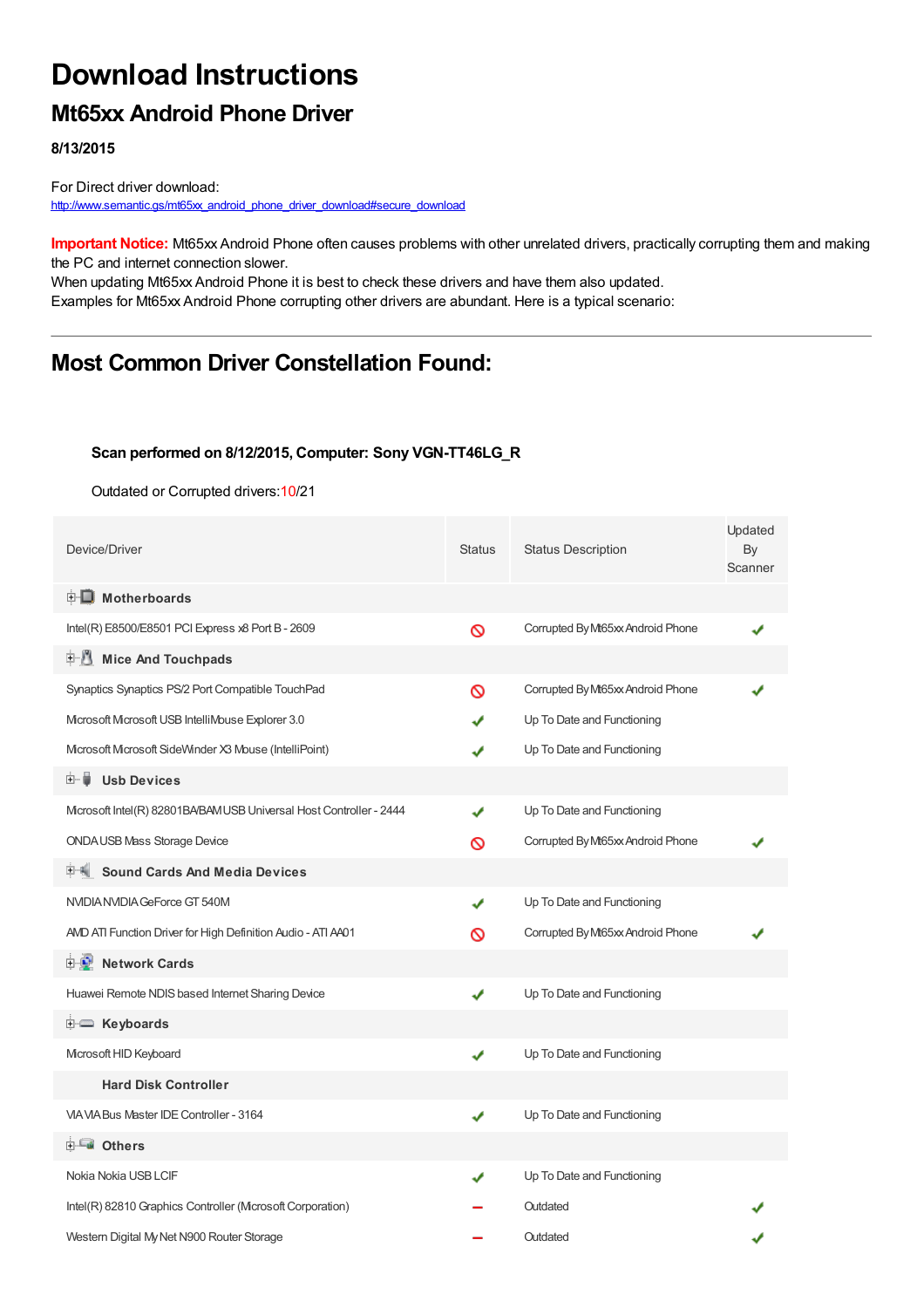# Download Instructions

## Mt65xx Android Phone Driver

**8/13/2015**

For Direct driver download:
http://www.semantic.gs/mt65xx_android_phone_driver_download#secure_download

**Important Notice:** Mt65xx Android Phone often causes problems with other unrelated drivers, practically corrupting them and making the PC and internet connection slower.
When updating Mt65xx Android Phone it is best to check these drivers and have them also updated.
Examples for Mt65xx Android Phone corrupting other drivers are abundant. Here is a typical scenario:

---

## Most Common Driver Constellation Found:

**Scan performed on 8/12/2015, Computer: Sony VGN-TT46LG_R**

Outdated or Corrupted drivers:10/21

| Device/Driver | Status | Status Description | Updated By Scanner |
|---|---|---|---|
| **Motherboards** | | | |
| Intel(R) E8500/E8501 PCI Express x8 Port B - 2609 | ⊘ | Corrupted By Mt65xx Android Phone | ✔ |
| **Mice And Touchpads** | | | |
| Synaptics Synaptics PS/2 Port Compatible TouchPad | ⊘ | Corrupted By Mt65xx Android Phone | ✔ |
| Microsoft Microsoft USB IntelliMouse Explorer 3.0 | ✔ | Up To Date and Functioning | |
| Microsoft Microsoft SideWinder X3 Mouse (IntelliPoint) | ✔ | Up To Date and Functioning | |
| **Usb Devices** | | | |
| Microsoft Intel(R) 82801BA/BAM USB Universal Host Controller - 2444 | ✔ | Up To Date and Functioning | |
| ONDA USB Mass Storage Device | ⊘ | Corrupted By Mt65xx Android Phone | ✔ |
| **Sound Cards And Media Devices** | | | |
| NVIDIA NVIDIA GeForce GT 540M | ✔ | Up To Date and Functioning | |
| AMD ATI Function Driver for High Definition Audio - ATI AA01 | ⊘ | Corrupted By Mt65xx Android Phone | ✔ |
| **Network Cards** | | | |
| Huawei Remote NDIS based Internet Sharing Device | ✔ | Up To Date and Functioning | |
| **Keyboards** | | | |
| Microsoft HID Keyboard | ✔ | Up To Date and Functioning | |
| **Hard Disk Controller** | | | |
| VIA VIA Bus Master IDE Controller - 3164 | ✔ | Up To Date and Functioning | |
| **Others** | | | |
| Nokia Nokia USB LCIF | ✔ | Up To Date and Functioning | |
| Intel(R) 82810 Graphics Controller (Microsoft Corporation) | – | Outdated | ✔ |
| Western Digital My Net N900 Router Storage | – | Outdated | ✔ |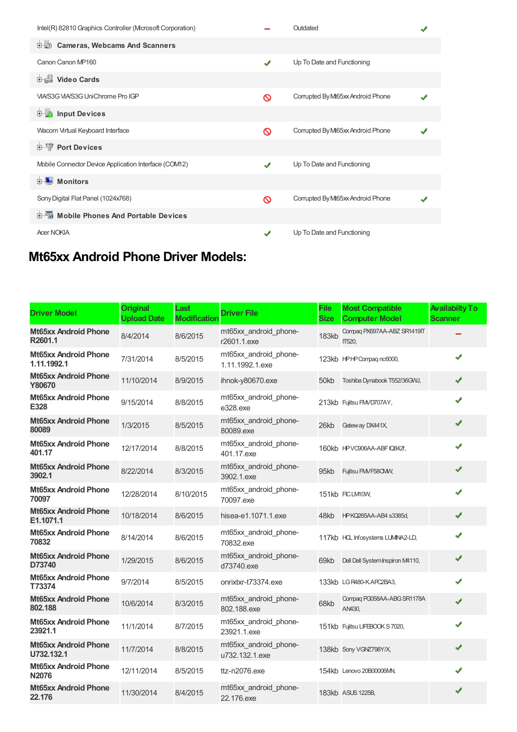| | | | |
|---|---|---|---|
| Intel(R) 82810 Graphics Controller (Microsoft Corporation) | − | Outdated | ✔ |
| **Cameras, Webcams And Scanners** | | | |
| Canon Canon MP160 | ✔ | Up To Date and Functioning | |
| **Video Cards** | | | |
| VIA/S3G VIA/S3G UniChrome Pro IGP | 🚫 | Corrupted By Mt65xx Android Phone | ✔ |
| **Input Devices** | | | |
| Wacom Virtual Keyboard Interface | 🚫 | Corrupted By Mt65xx Android Phone | ✔ |
| **Port Devices** | | | |
| Mobile Connector Device Application Interface (COM12) | ✔ | Up To Date and Functioning | |
| **Monitors** | | | |
| Sony Digital Flat Panel (1024x768) | 🚫 | Corrupted By Mt65xx Android Phone | ✔ |
| **Mobile Phones And Portable Devices** | | | |
| Acer NOKIA | ✔ | Up To Date and Functioning | |

## Mt65xx Android Phone Driver Models:

| Driver Model | Original Upload Date | Last Modification | Driver File | File Size | Most Compatible Computer Model | Availabilty To Scanner |
|---|---|---|---|---|---|---|
| Mt65xx Android Phone R2601.1 | 8/4/2014 | 8/6/2015 | mt65xx_android_phone-r2601.1.exe | 183kb | Compaq PX697AA-ABZ SR1419IT IT520, | − |
| Mt65xx Android Phone 1.11.1992.1 | 7/31/2014 | 8/5/2015 | mt65xx_android_phone-1.11.1992.1.exe | 123kb | HP HP Compaq nc6000, | ✔ |
| Mt65xx Android Phone Y80670 | 11/10/2014 | 8/9/2015 | ihnok-y80670.exe | 50kb | Toshiba Dynabook T552/36GWJ, | ✔ |
| Mt65xx Android Phone E328 | 9/15/2014 | 8/8/2015 | mt65xx_android_phone-e328.exe | 213kb | Fujitsu FMVD707AY, | ✔ |
| Mt65xx Android Phone 80089 | 1/3/2015 | 8/5/2015 | mt65xx_android_phone-80089.exe | 26kb | Gateway DX441X, | ✔ |
| Mt65xx Android Phone 401.17 | 12/17/2014 | 8/8/2015 | mt65xx_android_phone-401.17.exe | 160kb | HP VC906AA-ABF IQ842f, | ✔ |
| Mt65xx Android Phone 3902.1 | 8/22/2014 | 8/3/2015 | mt65xx_android_phone-3902.1.exe | 95kb | Fujitsu FMVF58CMW, | ✔ |
| Mt65xx Android Phone 70097 | 12/28/2014 | 8/10/2015 | mt65xx_android_phone-70097.exe | 151kb | FIC LM10W, | ✔ |
| Mt65xx Android Phone E1.1071.1 | 10/18/2014 | 8/6/2015 | hisea-e1.1071.1.exe | 48kb | HP KQ265AA-AB4 s3385d, | ✔ |
| Mt65xx Android Phone 70832 | 8/14/2014 | 8/6/2015 | mt65xx_android_phone-70832.exe | 117kb | HCL Infosystems LUMINA2-LD, | ✔ |
| Mt65xx Android Phone D73740 | 1/29/2015 | 8/6/2015 | mt65xx_android_phone-d73740.exe | 69kb | Dell Dell System Inspiron M4110, | ✔ |
| Mt65xx Android Phone T73374 | 9/7/2014 | 8/5/2015 | onrixtxr-t73374.exe | 133kb | LG R480-K.APC2BA3, | ✔ |
| Mt65xx Android Phone 802.188 | 10/6/2014 | 8/3/2015 | mt65xx_android_phone-802.188.exe | 68kb | Compaq PG058AA-ABG SR1178A AN430, | ✔ |
| Mt65xx Android Phone 23921.1 | 11/1/2014 | 8/7/2015 | mt65xx_android_phone-23921.1.exe | 151kb | Fujitsu LIFEBOOK S 7020, | ✔ |
| Mt65xx Android Phone U732.132.1 | 11/7/2014 | 8/8/2015 | mt65xx_android_phone-u732.132.1.exe | 138kb | Sony VGNZ798Y/X, | ✔ |
| Mt65xx Android Phone N2076 | 12/11/2014 | 8/5/2015 | ttz-n2076.exe | 154kb | Lenovo 20B00006MN, | ✔ |
| Mt65xx Android Phone 22.176 | 11/30/2014 | 8/4/2015 | mt65xx_android_phone-22.176.exe | 183kb | ASUS 1225B, | ✔ |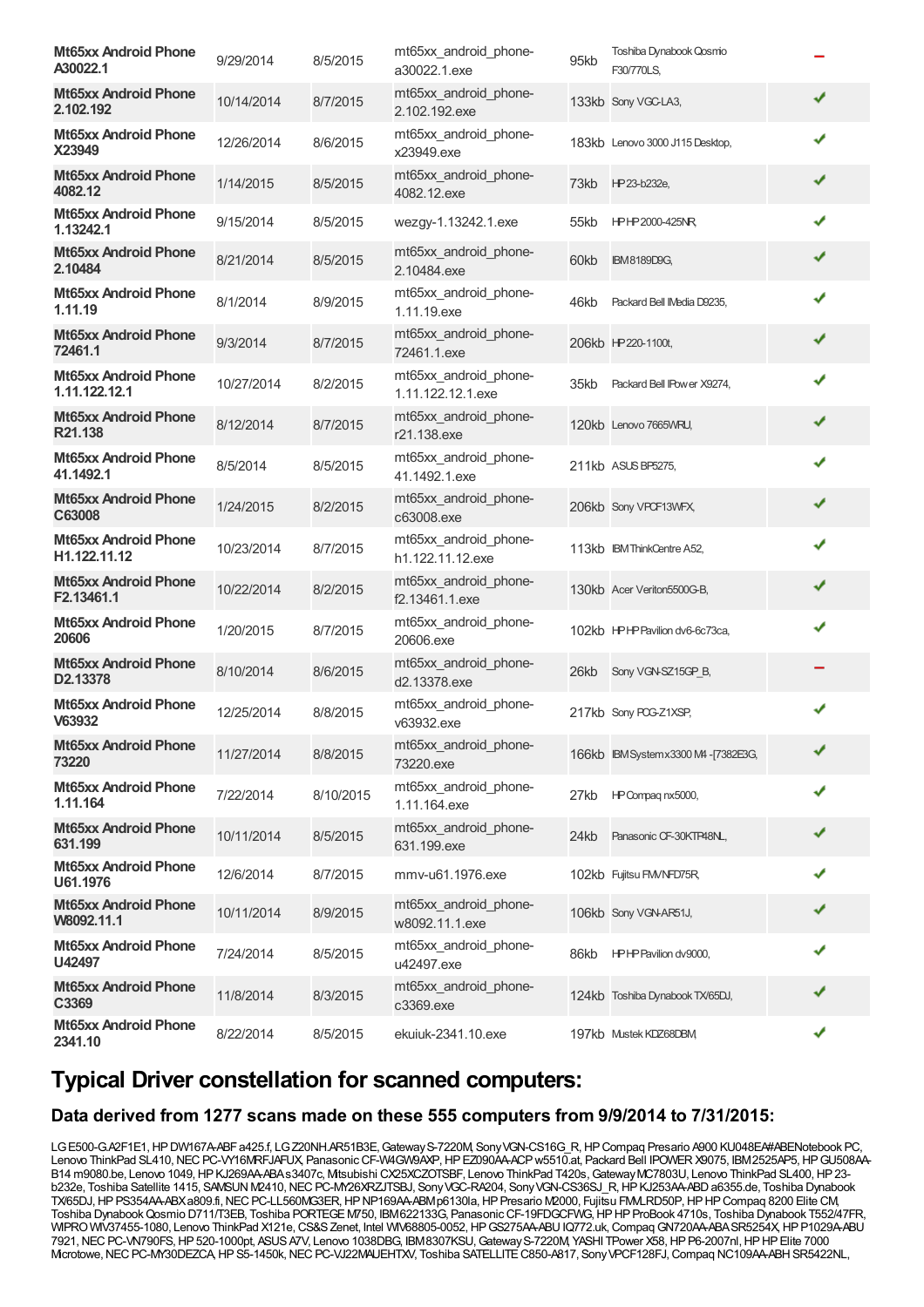| | | | | | | |
|---|---|---|---|---|---|---|
| **Mt65xx Android Phone A30022.1** | 9/29/2014 | 8/5/2015 | mt65xx_android_phone-a30022.1.exe | 95kb | Toshiba Dynabook Qosmio F30/770LS, | – |
| **Mt65xx Android Phone 2.102.192** | 10/14/2014 | 8/7/2015 | mt65xx_android_phone-2.102.192.exe | 133kb | Sony VGC-LA3, | ✔ |
| **Mt65xx Android Phone X23949** | 12/26/2014 | 8/6/2015 | mt65xx_android_phone-x23949.exe | 183kb | Lenovo 3000 J115 Desktop, | ✔ |
| **Mt65xx Android Phone 4082.12** | 1/14/2015 | 8/5/2015 | mt65xx_android_phone-4082.12.exe | 73kb | HP 23-b232e, | ✔ |
| **Mt65xx Android Phone 1.13242.1** | 9/15/2014 | 8/5/2015 | wezgy-1.13242.1.exe | 55kb | HP HP 2000-425NR, | ✔ |
| **Mt65xx Android Phone 2.10484** | 8/21/2014 | 8/5/2015 | mt65xx_android_phone-2.10484.exe | 60kb | IBM 8189D9G, | ✔ |
| **Mt65xx Android Phone 1.11.19** | 8/1/2014 | 8/9/2015 | mt65xx_android_phone-1.11.19.exe | 46kb | Packard Bell IMedia D9235, | ✔ |
| **Mt65xx Android Phone 72461.1** | 9/3/2014 | 8/7/2015 | mt65xx_android_phone-72461.1.exe | 206kb | HP 220-1100t, | ✔ |
| **Mt65xx Android Phone 1.11.122.12.1** | 10/27/2014 | 8/2/2015 | mt65xx_android_phone-1.11.122.12.1.exe | 35kb | Packard Bell IPower X9274, | ✔ |
| **Mt65xx Android Phone R21.138** | 8/12/2014 | 8/7/2015 | mt65xx_android_phone-r21.138.exe | 120kb | Lenovo 7665WRU, | ✔ |
| **Mt65xx Android Phone 41.1492.1** | 8/5/2014 | 8/5/2015 | mt65xx_android_phone-41.1492.1.exe | 211kb | ASUS BP5275, | ✔ |
| **Mt65xx Android Phone C63008** | 1/24/2015 | 8/2/2015 | mt65xx_android_phone-c63008.exe | 206kb | Sony VPCF13WFX, | ✔ |
| **Mt65xx Android Phone H1.122.11.12** | 10/23/2014 | 8/7/2015 | mt65xx_android_phone-h1.122.11.12.exe | 113kb | IBM ThinkCentre A52, | ✔ |
| **Mt65xx Android Phone F2.13461.1** | 10/22/2014 | 8/2/2015 | mt65xx_android_phone-f2.13461.1.exe | 130kb | Acer Veriton5500G-B, | ✔ |
| **Mt65xx Android Phone 20606** | 1/20/2015 | 8/7/2015 | mt65xx_android_phone-20606.exe | 102kb | HP HP Pavilion dv6-6c73ca, | ✔ |
| **Mt65xx Android Phone D2.13378** | 8/10/2014 | 8/6/2015 | mt65xx_android_phone-d2.13378.exe | 26kb | Sony VGN-SZ15GP_B, | – |
| **Mt65xx Android Phone V63932** | 12/25/2014 | 8/8/2015 | mt65xx_android_phone-v63932.exe | 217kb | Sony PCG-Z1XSP, | ✔ |
| **Mt65xx Android Phone 73220** | 11/27/2014 | 8/8/2015 | mt65xx_android_phone-73220.exe | 166kb | IBM System x3300 M4 -[7382E3G, | ✔ |
| **Mt65xx Android Phone 1.11.164** | 7/22/2014 | 8/10/2015 | mt65xx_android_phone-1.11.164.exe | 27kb | HP Compaq nx5000, | ✔ |
| **Mt65xx Android Phone 631.199** | 10/11/2014 | 8/5/2015 | mt65xx_android_phone-631.199.exe | 24kb | Panasonic CF-30KTP48NL, | ✔ |
| **Mt65xx Android Phone U61.1976** | 12/6/2014 | 8/7/2015 | mmv-u61.1976.exe | 102kb | Fujitsu FMVNFD75R, | ✔ |
| **Mt65xx Android Phone W8092.11.1** | 10/11/2014 | 8/9/2015 | mt65xx_android_phone-w8092.11.1.exe | 106kb | Sony VGN-AR51J, | ✔ |
| **Mt65xx Android Phone U42497** | 7/24/2014 | 8/5/2015 | mt65xx_android_phone-u42497.exe | 86kb | HP HP Pavilion dv9000, | ✔ |
| **Mt65xx Android Phone C3369** | 11/8/2014 | 8/3/2015 | mt65xx_android_phone-c3369.exe | 124kb | Toshiba Dynabook TX/65DJ, | ✔ |
| **Mt65xx Android Phone 2341.10** | 8/22/2014 | 8/5/2015 | ekuiuk-2341.10.exe | 197kb | Mustek KDZ68DBM, | ✔ |

## Typical Driver constellation for scanned computers:

### Data derived from 1277 scans made on these 555 computers from 9/9/2014 to 7/31/2015:

LG E500-G.A2F1E1, HP DW167A-ABF a425.f, LG Z20NH.AR51B3E, Gateway S-7220M, Sony VGN-CS16G_R, HP Compaq Presario A900 KU048EA#ABENotebook PC, Lenovo ThinkPad SL410, NEC PC-VY16MRFJAFUX, Panasonic CF-W4GW9AXP, HP EZ090AA-ACP w5510.at, Packard Bell IPOWER X9075, IBM 2525AP5, HP GU508AA-B14 m9080.be, Lenovo 1049, HP KJ269AA-ABA s3407c, Mitsubishi CX25XCZOTSBF, Lenovo ThinkPad T420s, Gateway MC7803U, Lenovo ThinkPad SL400, HP 23-b232e, Toshiba Satellite 1415, SAMSUN M2410, NEC PC-MY26XRZJTSBJ, Sony VGC-RA204, Sony VGN-CS36SJ_R, HP KJ253AA-ABD a6355.de, Toshiba Dynabook TX/65DJ, HP PS354AA-ABX a809.fi, NEC PC-LL560MG3ER, HP NP169AA-ABM p6130la, HP Presario M2000, Fujitsu FMLRD50P, HP HP Compaq 8200 Elite CM, Toshiba Dynabook Qosmio D711/T3EB, Toshiba PORTEGE M750, IBM 622133G, Panasonic CF-19FDGCFWG, HP HP ProBook 4710s, Toshiba Dynabook T552/47FR, WIPRO WIV37455-1080, Lenovo ThinkPad X121e, CS&S Zenet, Intel WIV68805-0052, HP GS275AA-ABU IQ772.uk, Compaq GN720AA-ABA SR5254X, HP P1029A-ABU 7921, NEC PC-VN790FS, HP 520-1000pt, ASUS A7V, Lenovo 1038DBG, IBM 8307KSU, Gateway S-7220M, YASHI TPower X58, HP P6-2007nl, HP HP Elite 7000 Microtowe, NEC PC-MY30DEZCA, HP S5-1450k, NEC PC-VJ22MAUEHTXV, Toshiba SATELLITE C850-A817, Sony VPCF128FJ, Compaq NC109AA-ABH SR5422NL,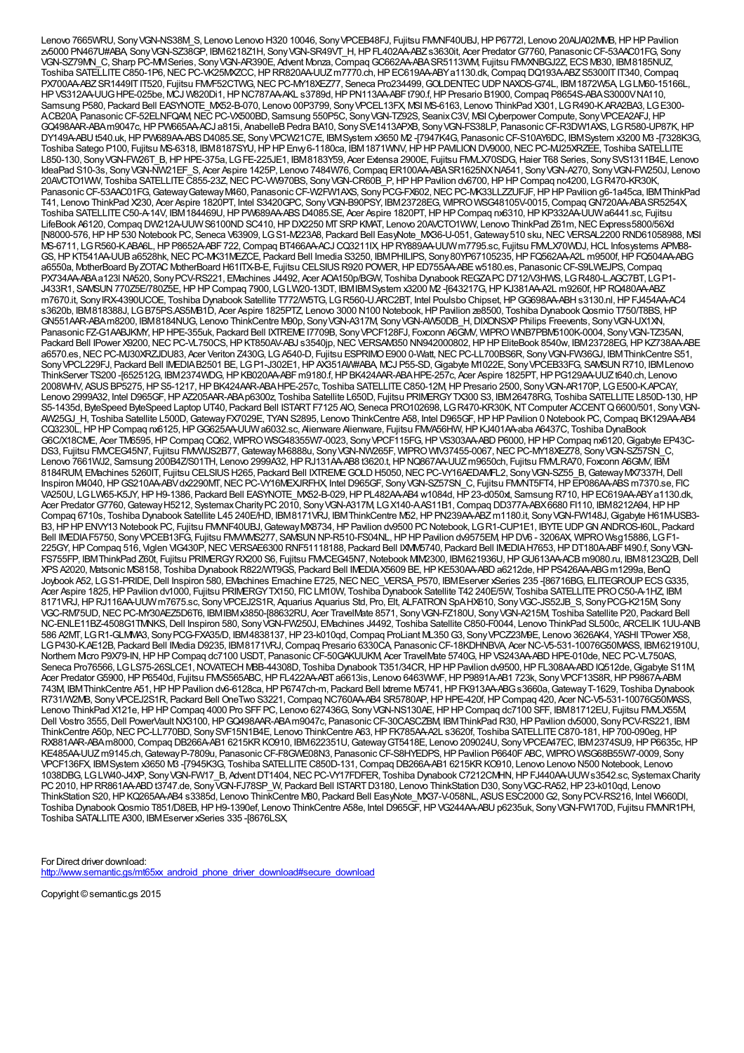Lenovo 7665WRU, Sony VGN-NS38M_S, Lenovo Lenovo H320 10046, Sony VPCEB48FJ, Fujitsu FMVNF40UBJ, HP P6772l, Lenovo 20AUA02MMB, HP HP Pavilion zv5000 PN467U#ABA, Sony VGN-SZ38GP, IBM 6218Z1H, Sony VGN-SR49VT_H, HP FL402AA-ABZ s3630it, Acer Predator G7760, Panasonic CF-53AAC01FG, Sony VGN-SZ79MN_C, Sharp PC-MMSeries, Sony VGN-AR390E, Advent Monza, Compaq GC662AA-ABA SR5113WM, Fujitsu FMVXNBGJ2Z, ECS M830, IBM 8185NUZ, Toshiba SATELLITE C850-1P6, NEC PC-VK25MXZCC, HP RR820AA-UUZ m7770.ch, HP EC619AA-ABY a1130.dk, Compaq DQ193A-ABZ S5300IT IT340, Compaq PX700AA-ABZ SR1449IT IT520, Fujitsu FMVF52CTWG, NEC PC-MY18XEZ77, Seneca Pro234499, GOLDENTEC UDP NAXOS-G74L, IBM 1872W5A, LG LM60-15166L, HP VS312AA-UUG HPE-025be, MCJ W820Di1, HP NC787AA-AKL s3789d, HP PN113AA-ABF t790.f, HP Presario B1900, Compaq P8654S-ABA S3000V NA110, Samsung P580, Packard Bell EASYNOTE_MX52-B-070, Lenovo 00P3799, Sony VPCEL13FX, MSI MS-6163, Lenovo ThinkPad X301, LG R490-K.ARA2BA3, LG E300-A.CB20A, Panasonic CF-52ELNFQAM, NEC PC-VX500BD, Samsung 550P5C, Sony VGN-TZ92S, Seanix C3V, MSI Cyberpower Compute, Sony VPCEA2AFJ, HP GQ498AAR-ABA m9047c, HP PW665AA-ACJ a815i, AnabelleB Pedra BA10, Sony SVE1413APXB, Sony VGN-FS38LP, Panasonic CF-R3DW1AXS, LG R580-UP87K, HP DY149A-ABU t540.uk, HP PW689AA-ABS D4085.SE, Sony VPCW21C7E, IBM System x3650 M2 -[7947K4G, Panasonic CF-S10AY6DC, IBM System x3200 M3 -[7328K3G, Toshiba Satego P100, Fujitsu MS-6318, IBM 8187SYU, HP HP Envy 6-1180ca, IBM 1871WNV, HP HP PAVILION DV9000, NEC PC-MJ25XRZEE, Toshiba SATELLITE L850-130, Sony VGN-FW26T_B, HP HPE-375a, LG FE-225JE1, IBM 8183Y59, Acer Extensa 2900E, Fujitsu FMVLX70SDG, Haier T68 Series, Sony SVS1311B4E, Lenovo IdeaPad S10-3s, Sony VGN-NW21EF_S, Acer Aspire 1425P, Lenovo 7484W76, Compaq ER100AA-ABA SR1625NX NA541, Sony VGN-A270, Sony VGN-FW250J, Lenovo 20AVCTO1WW, Toshiba SATELLITE C855-23Z, NEC PC-VW970BS, Sony VGN-CR60B_P, HP HP Pavilion dv6700, HP HP Compaq nc4200, LG R470-KR30K, Panasonic CF-53AAC01FG, Gateway Gateway M460, Panasonic CF-W2FW1AXS, Sony PCG-FX602, NEC PC-MK33LLZZUFJF, HP HP Pavilion g6-1a45ca, IBM ThinkPad T41, Lenovo ThinkPad X230, Acer Aspire 1820PT, Intel S3420GPC, Sony VGN-B90PSY, IBM 23728EG, WIPRO WSG48105V-0015, Compaq GN720AA-ABA SR5254X, Toshiba SATELLITE C50-A-14V, IBM 184469U, HP PW689AA-ABS D4085.SE, Acer Aspire 1820PT, HP HP Compaq nx6310, HP KP332AA-UUW a6441.sc, Fujitsu LifeBook A6120, Compaq DW212A-UUW S6100ND SC410, HP DX2250 MT SRP KMAT, Lenovo 20AVCTO1WW, Lenovo ThinkPad Z61m, NEC Express5800/56Xd [N8000-576, HP HP 530 Notebook PC, Seneca V63909, LG S1-M223A8, Packard Bell EasyNote_MX36-U-051, Gateway 510 sku, NEC VERSAL2200 RND61058988, MSI MS-6711, LG R560-K.ABA6L, HP P8652A-ABF 722, Compaq BT466AA-ACJ CQ3211IX, HP RY889AA-UUW m7795.sc, Fujitsu FMVLX70WDJ, HCL Infosystems APM88-GS, HP KT541AA-UUB a6528hk, NEC PC-MK31MEZCE, Packard Bell Imedia S3250, IBM PHILIPS, Sony 80YP67105235, HP FQ562AA-A2L m9500f, HP FQ504AA-ABG a6550a, MotherBoard By ZOTAC MotherBoard H61ITX-B-E, Fujitsu CELSIUS R920 POWER, HP ED755AA-ABE w5180.es, Panasonic CF-S9LWEJPS, Compaq PX734AA-ABA a123l NA520, Sony PCV-RS221, EMachines J4492, Acer AOA150p/BGW, Toshiba Dynabook REGZA PC D712/V3HWS, LG R480-L.AGC7BT, LG P1-J433R1, SAMSUN 770Z5E/780Z5E, HP HP Compaq 7900, LG LW20-13DT, IBM IBM System x3200 M2 -[643217G, HP KJ381AA-A2L m9260f, HP RQ480AA-ABZ m7670.it, Sony IRX-4390UCOE, Toshiba Dynabook Satellite T772/W5TG, LG R560-U.ARC2BT, Intel Poulsbo Chipset, HP GG698AA-ABH s3130.nl, HP FJ454AA-AC4 s3620b, IBM 818388J, LG B75PS.AS5MB1D, Acer Aspire 1825PTZ, Lenovo 3000 N100 Notebook, HP Pavilion ze8500, Toshiba Dynabook Qosmio T750/T8BS, HP GN551AAR-ABA m8200, IBM 8184NUG, Lenovo ThinkCentre M90p, Sony VGN-A317M, Sony VGN-AW50DB_H, DIXONSXP Philips Freevents, Sony VGN-UX1XN, Panasonic FZ-G1AABJKMY, HP HPE-355uk, Packard Bell IXTREME I7709B, Sony VPCF128FJ, Foxconn A6GMV, WIPRO WNB7PBM5100K-0004, Sony VGN-TZ35AN, Packard Bell IPower X9200, NEC PC-VL750CS, HP KT850AV-ABJ s3540jp, NEC VERSAM350 NN942000802, HP HP EliteBook 8540w, IBM 23728EG, HP KZ738AA-ABE a6570.es, NEC PC-MJ30XRZJDU83, Acer Veriton Z430G, LG A540-D, Fujitsu ESPRIMO E900 0-Watt, NEC PC-LL700BS6R, Sony VGN-FW36GJ, IBM ThinkCentre S51, Sony VPCL229FJ, Packard Bell IMEDIA B2501 BE, LG P1-J302E1, HP AY351AW#ABA, MCJ P55-SD, Gigabyte M1022E, Sony VPCEB33FG, SAMSUN R710, IBM Lenovo ThinkServer TS200 -[652512G, IBM 2374WDG, HP KB020AA-ABF m9180.f, HP BK424AAR-ABA HPE-257c, Acer Aspire 1825PT, HP PG129AA-UUZ t640.ch, Lenovo 2008WHV, ASUS BP5275, HP S5-1217, HP BK424AAR-ABA HPE-257c, Toshiba SATELLITE C850-12M, HP Presario 2500, Sony VGN-AR170P, LG E500-K.APCAY, Lenovo 2999A32, Intel D965GF, HP AZ205AAR-ABA p6300z, Toshiba Satellite L650D, Fujitsu PRIMERGY TX300 S3, IBM 26478RG, Toshiba SATELLITE L850D-130, HP S5-1435d, ByteSpeed ByteSpeed Laptop UT40, Packard Bell ISTART F7125 AIO, Seneca PRO102698, LG R470-KR30K, NT Computer ACCENT Q 6600/501, Sony VGN-AW25GJ_H, Toshiba Satellite L500D, Gateway FX7029E, TYAN S2895, Lenovo ThinkCentre A58, Intel D965GF, HP HP Pavilion 0 Notebook PC, Compaq BK129AA-AB4 CQ3230L, HP HP Compaq nx6125, HP GG625AA-UUW a6032.sc, Alienware Alienware, Fujitsu FMVA56HW, HP KJ401AA-aba A6437C, Toshiba DynaBook G6C/X18CME, Acer TM6595, HP Compaq CQ62, WIPRO WSG48355W7-0023, Sony VPCF115FG, HP VS303AA-ABD P6000, HP HP Compaq nx6120, Gigabyte EP43C-DS3, Fujitsu FMVCEG45N7, Fujitsu FMVWJS2B77, Gateway M-6888u, Sony VGN-NW265F, WIPRO WIV37455-0067, NEC PC-MY18XEZ78, Sony VGN-SZ57SN_C, Lenovo 7661WJ2, Samsung 200B4Z/S01TH, Lenovo 2999A32, HP RJ131AA-AB8 t3620.t, HP NQ867AA-UUZ m9650ch, Fujitsu FMVLRA70, Foxconn A6GMV, IBM 8184RUM, EMachines 5260IT, Fujitsu CELSIUS H265, Packard Bell IXTREME GOLD H5050, NEC PC-VY16AEDAMFL2, Sony VGN-SZ55_B, Gateway MX7337H, Dell Inspiron M4040, HP GS210AA-ABV dx2290MT, NEC PC-VY16MEXJRFHX, Intel D965GF, Sony VGN-SZ57SN_C, Fujitsu FMVNT5FT4, HP EP086AA-ABS m7370.se, FIC VA250U, LG LW65-K5JY, HP H9-1386, Packard Bell EASYNOTE_MX52-B-029, HP PL482AA-AB4 w1084d, HP 23-d050xt, Samsung R710, HP EC619AA-ABY a1130.dk, Acer Predator G7760, Gateway H5212, Systemax Charity PC 2010, Sony VGN-A317M, LG X140-A.AS11B1, Compaq DD377A-ABX 6680 FI110, IBM 8212A94, HP HP Compaq 6710s, Toshiba Dynabook Satellite L45 240E/HD, IBM 8171VRJ, IBM ThinkCentre M52, HP PN239AA-ABZ m1180.it, Sony VGN-FW148J, Gigabyte H61M-USB3-B3, HP HP ENVY13 Notebook PC, Fujitsu FMVNF40UBJ, Gateway MX8734, HP Pavilion dv9500 PC Notebook, LG R1-CUP1E1, IBYTE UDP GN ANDROS-I60L, Packard Bell IMEDIA F5750, Sony VPCEB13FG, Fujitsu FMVWMS277, SAMSUN NP-R510-FS04NL, HP HP Pavilion dv9575EM, HP DV6 - 3206AX, WIPRO Wsg15886, LG F1-225GY, HP Compaq 516, Viglen VIG430P, NEC VERSAE6300 RNF51118188, Packard Bell IXMM5740, Packard Bell IMEDIA H7653, HP DT180A-ABF t490.f, Sony VGN-FS755FP, IBM ThinkPad Z60t, Fujitsu PRIMERGY RX200 S6, Fujitsu FMVCEG45N7, Notebook MIM2300, IBM 621936U, HP GU613AA-ACB m9080.ru, IBM 8123Q2B, Dell XPS A2020, Matsonic MS8158, Toshiba Dynabook R822/WT9GS, Packard Bell IMEDIA X5609 BE, HP KE530AA-ABD a6212de, HP PS426AA-ABG m1299a, BenQ Joybook A52, LG S1-PRIDE, Dell Inspiron 580, EMachines Emachine E725, NEC NEC_VERSA_P570, IBM Eserver xSeries 235 -[86716BG, ELITEGROUP ECS G335, Acer Aspire 1825, HP Pavilion dv1000, Fujitsu PRIMERGY TX150, FIC LM10W, Toshiba Dynabook Satellite T42 240E/5W, Toshiba SATELLITE PRO C50-A-1HZ, IBM 8171VRJ, HP RJ116AA-UUW m7675.sc, Sony VPCEJ2S1R, Aquarius Aquarius Std, Pro, Elt, ALFATRON SpA HX610, Sony VGC-JS52JB_S, Sony PCG-K215M, Sony VGC-RM75UD, NEC PC-MY30AEZ5D6T6, IBM IBM x3850-[88632RU, Acer TravelMate 8571, Sony VGN-FZ180U, Sony VGN-A215M, Toshiba Satellite P20, Packard Bell NC-ENLE11BZ-4508G1TMNKS, Dell Inspiron 580, Sony VGN-FW250J, EMachines J4492, Toshiba Satellite C850-F0044, Lenovo ThinkPad SL500c, ARCELIK 1UU-ANB 586 A2MT, LG R1-GLMMA3, Sony PCG-FXA35/D, IBM 4838137, HP 23-k010qd, Compaq ProLiant ML350 G3, Sony VPCZ23M9E, Lenovo 3626AK4, YASHI TPower X58, LG P430-K.AE12B, Packard Bell IMedia D9235, IBM 8171VRJ, Compaq Presario 6330CA, Panasonic CF-18KDHNBVA, Acer NC-V5-531-10076G50MASS, IBM 621910U, Northern Micro P9X79-IN, HP HP Compaq dc7100 USDT, Panasonic CF-50GAKUUKM, Acer TravelMate 5740G, HP VS243AA-ABD HPE-010de, NEC PC-VL750AS, Seneca Pro76566, LG LS75-26SLCE1, NOVATECH MBB-44308D, Toshiba Dynabook T351/34CR, HP HP Pavilion dv9500, HP FL308AA-ABD IQ512de, Gigabyte S11M, Acer Predator G5900, HP P6540d, Fujitsu FMVS565ABC, HP FL422AA-ABT a6613is, Lenovo 6463WWF, HP P9891A-AB1 723k, Sony VPCF13S8R, HP P9867A-ABM 743M, IBM ThinkCentre A51, HP HP Pavilion dv6-6128ca, HP P6747ch-m, Packard Bell Ixtreme M5741, HP FK913AA-ABG s3660a, Gateway T-1629, Toshiba Dynabook R731/W2MB, Sony VPCEJ2S1R, Packard Bell OneTwo S3221, Compaq NC760AA-AB4 SR5780AP, HP HPE-420f, HP Compaq 420, Acer NC-V5-531-10076G50MASS, Lenovo ThinkPad X121e, HP HP Compaq 4000 Pro SFF PC, Lenovo 627436G, Sony VGN-NS130AE, HP HP Compaq dc7100 SFF, IBM 81712EU, Fujitsu FMVLX55M, Dell Vostro 3555, Dell PowerVault NX3100, HP GQ498AAR-ABA m9047c, Panasonic CF-30CASCZBM, IBM ThinkPad R30, HP Pavilion dv5000, Sony PCV-RS221, IBM ThinkCentre A50p, NEC PC-LL770BD, Sony SVF15N1B4E, Lenovo ThinkCentre A63, HP FK785AA-A2L s3620f, Toshiba SATELLITE C870-181, HP 700-090eg, HP RX881AAR-ABA m8000, Compaq DB266A-AB1 6215KR KO910, IBM 622351U, Gateway GT5418E, Lenovo 209024U, Sony VPCEA47EC, IBM 2374SU9, HP P6635c, HP KE485AA-UUZ m9145.ch, Gateway P-7809u, Panasonic CF-F8GWE08N3, Panasonic CF-S8HYEDPS, HP Pavilion P6640F ABC, WIPRO WSG68B55W7-0009, Sony VPCF136FX, IBM System x3650 M3 -[7945K3G, Toshiba SATELLITE C850D-131, Compaq DB266A-AB1 6215KR KO910, Lenovo Lenovo N500 Notebook, Lenovo 1038DBG, LG LW40-J4XP, Sony VGN-FW17_B, Advent DT1404, NEC PC-VY17FDFER, Toshiba Dynabook C7212CMHN, HP FJ440AA-UUW s3542.sc, Systemax Charity PC 2010, HP RR861AA-ABD t3747.de, Sony VGN-FJ78SP_W, Packard Bell ISTART D3180, Lenovo ThinkStation D30, Sony VGC-RA52, HP 23-k010qd, Lenovo ThinkStation S20, HP KQ265AA-AB4 s3385d, Lenovo ThinkCentre M80, Packard Bell EasyNote_MX37-V-058NL, ASUS ESC2000 G2, Sony PCV-RS216, Intel W660DI, Toshiba Dynabook Qosmio T851/D8EB, HP H9-1390ef, Lenovo ThinkCentre A58e, Intel D965GF, HP VG244AA-ABU p6235uk, Sony VGN-FW170D, Fujitsu FMVNR1PH, Toshiba SATALLITE A300, IBM Eserver xSeries 335 -[8676LSX,

For Direct driver download:
[http://www.semantic.gs/mt65xx_android_phone_driver_download#secure_download](http://www.semantic.gs/mt65xx_android_phone_driver_download#secure_download)

Copyright © semantic.gs 2015